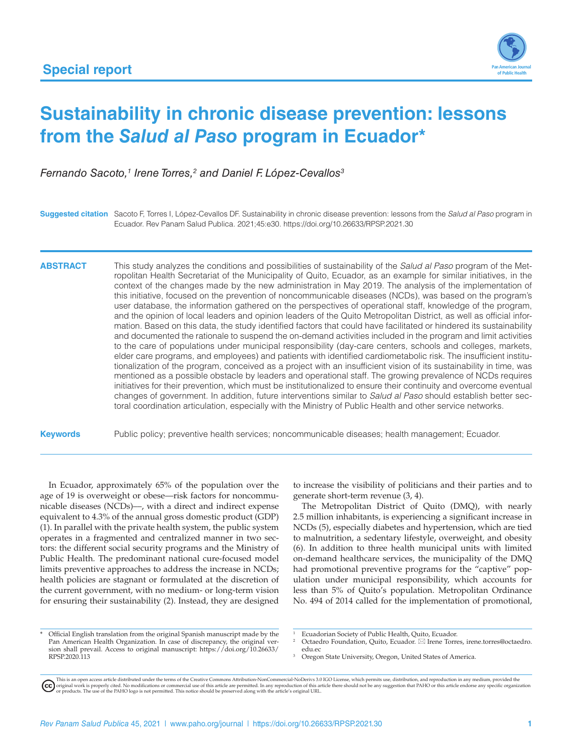Special report

# Sustainability in chronic disease prevention: lessons from the *Salud al Paso* program in Ecuador*

*Fernando Sacoto,[1] Irene Torres,[2] and Daniel F. López-Cevallos[3]*

**Suggested citation** Sacoto F, Torres I, López-Cevallos DF. Sustainability in chronic disease prevention: lessons from the *Salud al Paso* program in Ecuador. Rev Panam Salud Publica. 2021;45:e30. https://doi.org/10.26633/RPSP.2021.30

**ABSTRACT** This study analyzes the conditions and possibilities of sustainability of the *Salud al Paso* program of the Metropolitan Health Secretariat of the Municipality of Quito, Ecuador, as an example for similar initiatives, in the context of the changes made by the new administration in May 2019. The analysis of the implementation of this initiative, focused on the prevention of noncommunicable diseases (NCDs), was based on the program's user database, the information gathered on the perspectives of operational staff, knowledge of the program, and the opinion of local leaders and opinion leaders of the Quito Metropolitan District, as well as official information. Based on this data, the study identified factors that could have facilitated or hindered its sustainability and documented the rationale to suspend the on-demand activities included in the program and limit activities to the care of populations under municipal responsibility (day-care centers, schools and colleges, markets, elder care programs, and employees) and patients with identified cardiometabolic risk. The insufficient institutionalization of the program, conceived as a project with an insufficient vision of its sustainability in time, was mentioned as a possible obstacle by leaders and operational staff. The growing prevalence of NCDs requires initiatives for their prevention, which must be institutionalized to ensure their continuity and overcome eventual changes of government. In addition, future interventions similar to *Salud al Paso* should establish better sectoral coordination articulation, especially with the Ministry of Public Health and other service networks.

**Keywords** Public policy; preventive health services; noncommunicable diseases; health management; Ecuador.

---

In Ecuador, approximately 65% of the population over the age of 19 is overweight or obese—risk factors for noncommunicable diseases (NCDs)—, with a direct and indirect expense equivalent to 4.3% of the annual gross domestic product (GDP) (1). In parallel with the private health system, the public system operates in a fragmented and centralized manner in two sectors: the different social security programs and the Ministry of Public Health. The predominant national cure-focused model limits preventive approaches to address the increase in NCDs; health policies are stagnant or formulated at the discretion of the current government, with no medium- or long-term vision for ensuring their sustainability (2). Instead, they are designed to increase the visibility of politicians and their parties and to generate short-term revenue (3, 4).

The Metropolitan District of Quito (DMQ), with nearly 2.5 million inhabitants, is experiencing a significant increase in NCDs (5), especially diabetes and hypertension, which are tied to malnutrition, a sedentary lifestyle, overweight, and obesity (6). In addition to three health municipal units with limited on-demand healthcare services, the municipality of the DMQ had promotional preventive programs for the "captive" population under municipal responsibility, which accounts for less than 5% of Quito's population. Metropolitan Ordinance No. 494 of 2014 called for the implementation of promotional,

---

\* Official English translation from the original Spanish manuscript made by the Pan American Health Organization. In case of discrepancy, the original version shall prevail. Access to original manuscript: https://doi.org/10.26633/RPSP.2020.113

[1] Ecuadorian Society of Public Health, Quito, Ecuador.
[2] Octaedro Foundation, Quito, Ecuador. ✉ Irene Torres, irene.torres@octaedro.edu.ec
[3] Oregon State University, Oregon, United States of America.

This is an open access article distributed under the terms of the Creative Commons Attribution-NonCommercial-NoDerivs 3.0 IGO License, which permits use, distribution, and reproduction in any medium, provided the original work is properly cited. No modifications or commercial use of this article are permitted. In any reproduction of this article there should not be any suggestion that PAHO or this article endorse any specific organization or products. The use of the PAHO logo is not permitted. This notice should be preserved along with the article's original URL.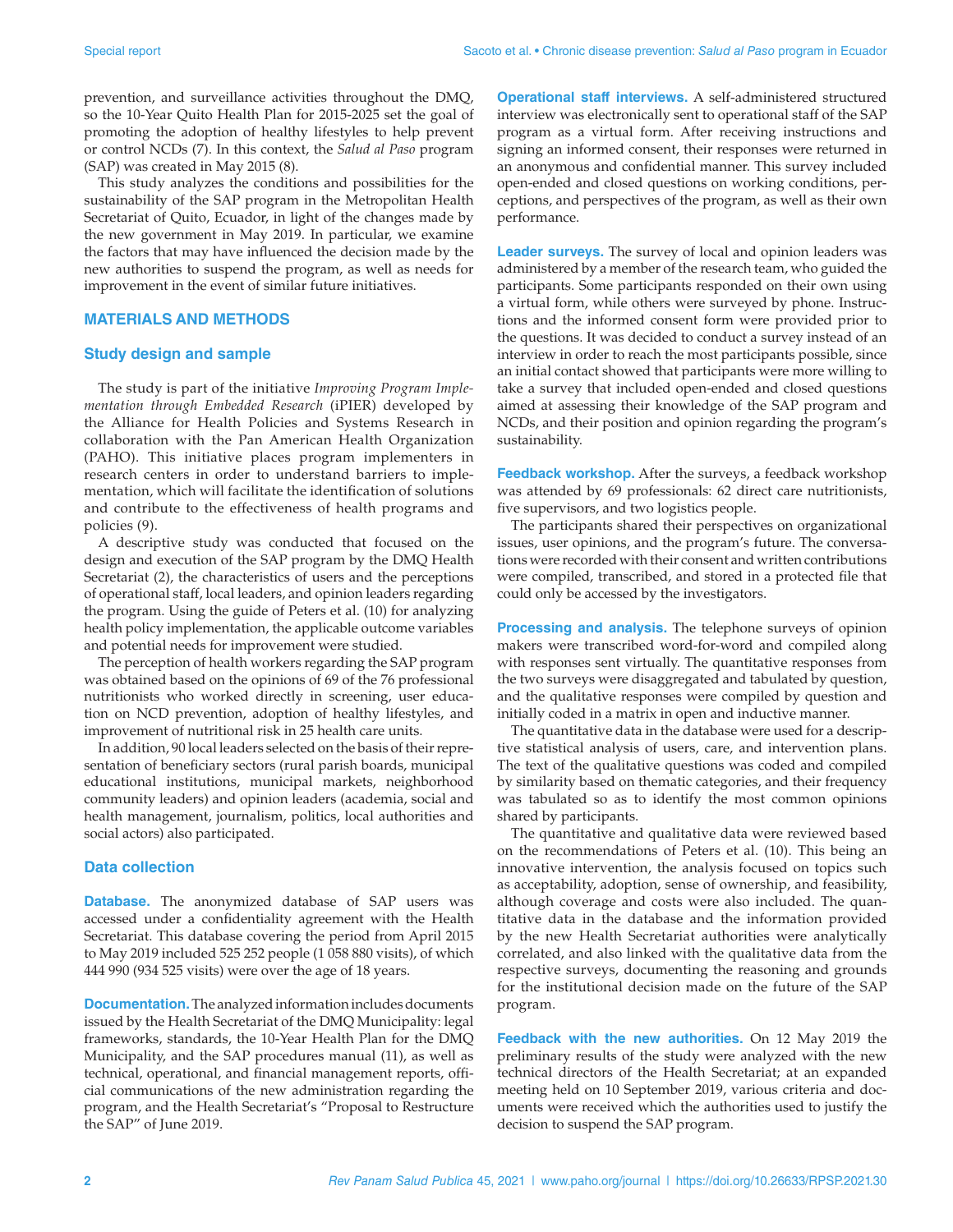prevention, and surveillance activities throughout the DMQ, so the 10-Year Quito Health Plan for 2015-2025 set the goal of promoting the adoption of healthy lifestyles to help prevent or control NCDs (7). In this context, the *Salud al Paso* program (SAP) was created in May 2015 (8).

This study analyzes the conditions and possibilities for the sustainability of the SAP program in the Metropolitan Health Secretariat of Quito, Ecuador, in light of the changes made by the new government in May 2019. In particular, we examine the factors that may have influenced the decision made by the new authorities to suspend the program, as well as needs for improvement in the event of similar future initiatives.

## MATERIALS AND METHODS

### Study design and sample

The study is part of the initiative *Improving Program Implementation through Embedded Research* (iPIER) developed by the Alliance for Health Policies and Systems Research in collaboration with the Pan American Health Organization (PAHO). This initiative places program implementers in research centers in order to understand barriers to implementation, which will facilitate the identification of solutions and contribute to the effectiveness of health programs and policies (9).

A descriptive study was conducted that focused on the design and execution of the SAP program by the DMQ Health Secretariat (2), the characteristics of users and the perceptions of operational staff, local leaders, and opinion leaders regarding the program. Using the guide of Peters et al. (10) for analyzing health policy implementation, the applicable outcome variables and potential needs for improvement were studied.

The perception of health workers regarding the SAP program was obtained based on the opinions of 69 of the 76 professional nutritionists who worked directly in screening, user education on NCD prevention, adoption of healthy lifestyles, and improvement of nutritional risk in 25 health care units.

In addition, 90 local leaders selected on the basis of their representation of beneficiary sectors (rural parish boards, municipal educational institutions, municipal markets, neighborhood community leaders) and opinion leaders (academia, social and health management, journalism, politics, local authorities and social actors) also participated.

### Data collection

**Database.** The anonymized database of SAP users was accessed under a confidentiality agreement with the Health Secretariat. This database covering the period from April 2015 to May 2019 included 525 252 people (1 058 880 visits), of which 444 990 (934 525 visits) were over the age of 18 years.

**Documentation.** The analyzed information includes documents issued by the Health Secretariat of the DMQ Municipality: legal frameworks, standards, the 10-Year Health Plan for the DMQ Municipality, and the SAP procedures manual (11), as well as technical, operational, and financial management reports, official communications of the new administration regarding the program, and the Health Secretariat's "Proposal to Restructure the SAP" of June 2019.

**Operational staff interviews.** A self-administered structured interview was electronically sent to operational staff of the SAP program as a virtual form. After receiving instructions and signing an informed consent, their responses were returned in an anonymous and confidential manner. This survey included open-ended and closed questions on working conditions, perceptions, and perspectives of the program, as well as their own performance.

**Leader surveys.** The survey of local and opinion leaders was administered by a member of the research team, who guided the participants. Some participants responded on their own using a virtual form, while others were surveyed by phone. Instructions and the informed consent form were provided prior to the questions. It was decided to conduct a survey instead of an interview in order to reach the most participants possible, since an initial contact showed that participants were more willing to take a survey that included open-ended and closed questions aimed at assessing their knowledge of the SAP program and NCDs, and their position and opinion regarding the program's sustainability.

**Feedback workshop.** After the surveys, a feedback workshop was attended by 69 professionals: 62 direct care nutritionists, five supervisors, and two logistics people.

The participants shared their perspectives on organizational issues, user opinions, and the program's future. The conversations were recorded with their consent and written contributions were compiled, transcribed, and stored in a protected file that could only be accessed by the investigators.

**Processing and analysis.** The telephone surveys of opinion makers were transcribed word-for-word and compiled along with responses sent virtually. The quantitative responses from the two surveys were disaggregated and tabulated by question, and the qualitative responses were compiled by question and initially coded in a matrix in open and inductive manner.

The quantitative data in the database were used for a descriptive statistical analysis of users, care, and intervention plans. The text of the qualitative questions was coded and compiled by similarity based on thematic categories, and their frequency was tabulated so as to identify the most common opinions shared by participants.

The quantitative and qualitative data were reviewed based on the recommendations of Peters et al. (10). This being an innovative intervention, the analysis focused on topics such as acceptability, adoption, sense of ownership, and feasibility, although coverage and costs were also included. The quantitative data in the database and the information provided by the new Health Secretariat authorities were analytically correlated, and also linked with the qualitative data from the respective surveys, documenting the reasoning and grounds for the institutional decision made on the future of the SAP program.

**Feedback with the new authorities.** On 12 May 2019 the preliminary results of the study were analyzed with the new technical directors of the Health Secretariat; at an expanded meeting held on 10 September 2019, various criteria and documents were received which the authorities used to justify the decision to suspend the SAP program.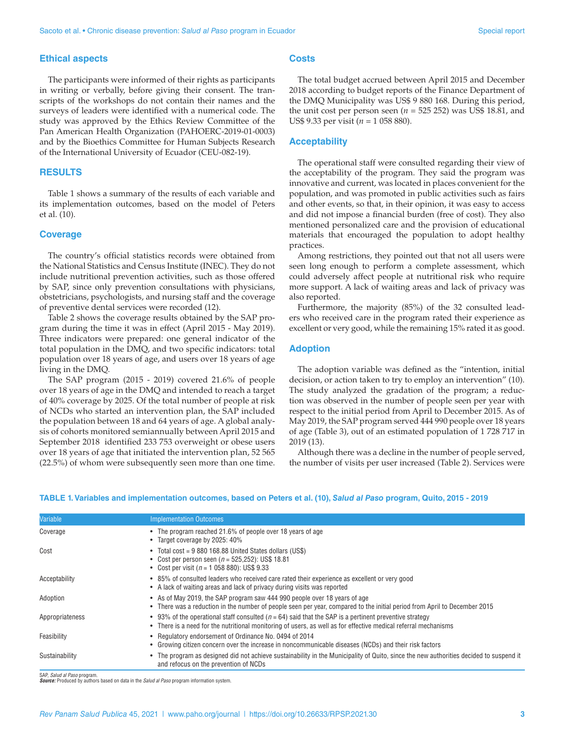## Ethical aspects

The participants were informed of their rights as participants in writing or verbally, before giving their consent. The transcripts of the workshops do not contain their names and the surveys of leaders were identified with a numerical code. The study was approved by the Ethics Review Committee of the Pan American Health Organization (PAHOERC-2019-01-0003) and by the Bioethics Committee for Human Subjects Research of the International University of Ecuador (CEU-082-19).

## RESULTS

Table 1 shows a summary of the results of each variable and its implementation outcomes, based on the model of Peters et al. (10).

### Coverage

The country's official statistics records were obtained from the National Statistics and Census Institute (INEC). They do not include nutritional prevention activities, such as those offered by SAP, since only prevention consultations with physicians, obstetricians, psychologists, and nursing staff and the coverage of preventive dental services were recorded (12).

Table 2 shows the coverage results obtained by the SAP program during the time it was in effect (April 2015 - May 2019). Three indicators were prepared: one general indicator of the total population in the DMQ, and two specific indicators: total population over 18 years of age, and users over 18 years of age living in the DMQ.

The SAP program (2015 - 2019) covered 21.6% of people over 18 years of age in the DMQ and intended to reach a target of 40% coverage by 2025. Of the total number of people at risk of NCDs who started an intervention plan, the SAP included the population between 18 and 64 years of age. A global analysis of cohorts monitored semiannually between April 2015 and September 2018 identified 233 753 overweight or obese users over 18 years of age that initiated the intervention plan, 52 565 (22.5%) of whom were subsequently seen more than one time.

### Costs

The total budget accrued between April 2015 and December 2018 according to budget reports of the Finance Department of the DMQ Municipality was US$ 9 880 168. During this period, the unit cost per person seen (*n* = 525 252) was US$ 18.81, and US$ 9.33 per visit (*n* = 1 058 880).

### Acceptability

The operational staff were consulted regarding their view of the acceptability of the program. They said the program was innovative and current, was located in places convenient for the population, and was promoted in public activities such as fairs and other events, so that, in their opinion, it was easy to access and did not impose a financial burden (free of cost). They also mentioned personalized care and the provision of educational materials that encouraged the population to adopt healthy practices.

Among restrictions, they pointed out that not all users were seen long enough to perform a complete assessment, which could adversely affect people at nutritional risk who require more support. A lack of waiting areas and lack of privacy was also reported.

Furthermore, the majority (85%) of the 32 consulted leaders who received care in the program rated their experience as excellent or very good, while the remaining 15% rated it as good.

### Adoption

The adoption variable was defined as the "intention, initial decision, or action taken to try to employ an intervention" (10). The study analyzed the gradation of the program; a reduction was observed in the number of people seen per year with respect to the initial period from April to December 2015. As of May 2019, the SAP program served 444 990 people over 18 years of age (Table 3), out of an estimated population of 1 728 717 in 2019 (13).

Although there was a decline in the number of people served, the number of visits per user increased (Table 2). Services were

**TABLE 1. Variables and implementation outcomes, based on Peters et al. (10), *Salud al Paso* program, Quito, 2015 - 2019**

| Variable | Implementation Outcomes |
|---|---|
| Coverage | • The program reached 21.6% of people over 18 years of age<br>• Target coverage by 2025: 40% |
| Cost | • Total cost = 9 880 168.88 United States dollars (US$)<br>• Cost per person seen (*n* = 525,252): US$ 18.81<br>• Cost per visit (*n* = 1 058 880): US$ 9.33 |
| Acceptability | • 85% of consulted leaders who received care rated their experience as excellent or very good<br>• A lack of waiting areas and lack of privacy during visits was reported |
| Adoption | • As of May 2019, the SAP program saw 444 990 people over 18 years of age<br>• There was a reduction in the number of people seen per year, compared to the initial period from April to December 2015 |
| Appropriateness | • 93% of the operational staff consulted (*n* = 64) said that the SAP is a pertinent preventive strategy<br>• There is a need for the nutritional monitoring of users, as well as for effective medical referral mechanisms |
| Feasibility | • Regulatory endorsement of Ordinance No. 0494 of 2014<br>• Growing citizen concern over the increase in noncommunicable diseases (NCDs) and their risk factors |
| Sustainability | • The program as designed did not achieve sustainability in the Municipality of Quito, since the new authorities decided to suspend it and refocus on the prevention of NCDs |

SAP, *Salud al Paso* program.
***Source:*** Produced by authors based on data in the *Salud al Paso* program information system.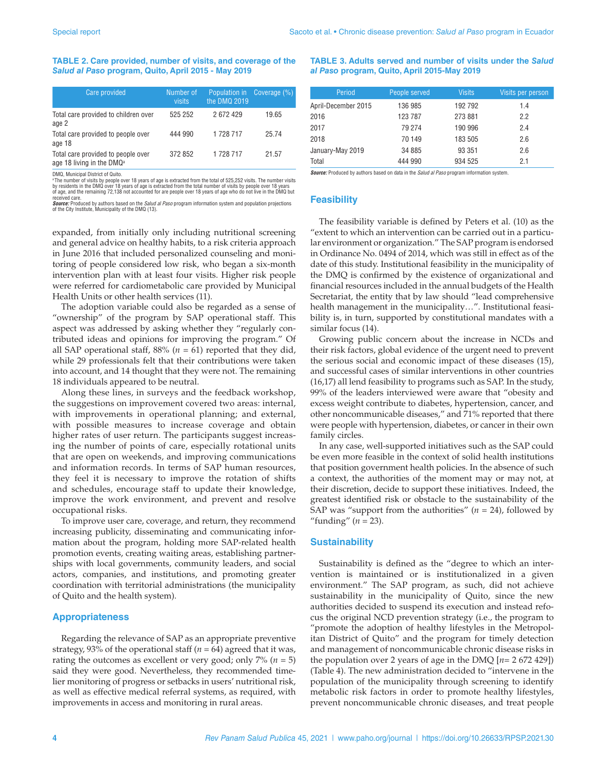**TABLE 2. Care provided, number of visits, and coverage of the *Salud al Paso* program, Quito, April 2015 - May 2019**

| Care provided | Number of visits | Population in the DMQ 2019 | Coverage (%) |
|---|---|---|---|
| Total care provided to children over age 2 | 525 252 | 2 672 429 | 19.65 |
| Total care provided to people over age 18 | 444 990 | 1 728 717 | 25.74 |
| Total care provided to people over age 18 living in the DMQ[a] | 372 852 | 1 728 717 | 21.57 |

DMQ, Municipal District of Quito.
[a] The number of visits by people over 18 years of age is extracted from the total of 525,252 visits. The number visits by residents in the DMQ over 18 years of age is extracted from the total number of visits by people over 18 years of age, and the remaining 72,138 not accounted for are people over 18 years of age who do not live in the DMQ but received care.
***Source:*** Produced by authors based on the *Salud al Paso* program information system and population projections of the City Institute, Municipality of the DMQ (13).

expanded, from initially only including nutritional screening and general advice on healthy habits, to a risk criteria approach in June 2016 that included personalized counseling and monitoring of people considered low risk, who began a six-month intervention plan with at least four visits. Higher risk people were referred for cardiometabolic care provided by Municipal Health Units or other health services (11).

The adoption variable could also be regarded as a sense of "ownership" of the program by SAP operational staff. This aspect was addressed by asking whether they "regularly contributed ideas and opinions for improving the program." Of all SAP operational staff, 88% ($n$ = 61) reported that they did, while 29 professionals felt that their contributions were taken into account, and 14 thought that they were not. The remaining 18 individuals appeared to be neutral.

Along these lines, in surveys and the feedback workshop, the suggestions on improvement covered two areas: internal, with improvements in operational planning; and external, with possible measures to increase coverage and obtain higher rates of user return. The participants suggest increasing the number of points of care, especially rotational units that are open on weekends, and improving communications and information records. In terms of SAP human resources, they feel it is necessary to improve the rotation of shifts and schedules, encourage staff to update their knowledge, improve the work environment, and prevent and resolve occupational risks.

To improve user care, coverage, and return, they recommend increasing publicity, disseminating and communicating information about the program, holding more SAP-related health promotion events, creating waiting areas, establishing partnerships with local governments, community leaders, and social actors, companies, and institutions, and promoting greater coordination with territorial administrations (the municipality of Quito and the health system).

## Appropriateness

Regarding the relevance of SAP as an appropriate preventive strategy, 93% of the operational staff ($n$ = 64) agreed that it was, rating the outcomes as excellent or very good; only 7% ($n$ = 5) said they were good. Nevertheless, they recommended timelier monitoring of progress or setbacks in users' nutritional risk, as well as effective medical referral systems, as required, with improvements in access and monitoring in rural areas.

**TABLE 3. Adults served and number of visits under the *Salud al Paso* program, Quito, April 2015-May 2019**

| Period | People served | Visits | Visits per person |
|---|---|---|---|
| April-December 2015 | 136 985 | 192 792 | 1.4 |
| 2016 | 123 787 | 273 881 | 2.2 |
| 2017 | 79 274 | 190 996 | 2.4 |
| 2018 | 70 149 | 183 505 | 2.6 |
| January-May 2019 | 34 885 | 93 351 | 2.6 |
| Total | 444 990 | 934 525 | 2.1 |

***Source:*** Produced by authors based on data in the *Salud al Paso* program information system.

## Feasibility

The feasibility variable is defined by Peters et al. (10) as the "extent to which an intervention can be carried out in a particular environment or organization." The SAP program is endorsed in Ordinance No. 0494 of 2014, which was still in effect as of the date of this study. Institutional feasibility in the municipality of the DMQ is confirmed by the existence of organizational and financial resources included in the annual budgets of the Health Secretariat, the entity that by law should "lead comprehensive health management in the municipality…". Institutional feasibility is, in turn, supported by constitutional mandates with a similar focus (14).

Growing public concern about the increase in NCDs and their risk factors, global evidence of the urgent need to prevent the serious social and economic impact of these diseases (15), and successful cases of similar interventions in other countries (16,17) all lend feasibility to programs such as SAP. In the study, 99% of the leaders interviewed were aware that "obesity and excess weight contribute to diabetes, hypertension, cancer, and other noncommunicable diseases," and 71% reported that there were people with hypertension, diabetes, or cancer in their own family circles.

In any case, well-supported initiatives such as the SAP could be even more feasible in the context of solid health institutions that position government health policies. In the absence of such a context, the authorities of the moment may or may not, at their discretion, decide to support these initiatives. Indeed, the greatest identified risk or obstacle to the sustainability of the SAP was "support from the authorities" ($n$ = 24), followed by "funding" ($n$ = 23).

## Sustainability

Sustainability is defined as the "degree to which an intervention is maintained or is institutionalized in a given environment." The SAP program, as such, did not achieve sustainability in the municipality of Quito, since the new authorities decided to suspend its execution and refocus the original NCD prevention strategy (i.e., the program to "promote the adoption of healthy lifestyles in the Metropolitan District of Quito" and the program for timely detection and management of noncommunicable chronic disease risks in the population over 2 years of age in the DMQ [$n$= 2 672 429]) (Table 4). The new administration decided to "intervene in the population of the municipality through screening to identify metabolic risk factors in order to promote healthy lifestyles, prevent noncommunicable chronic diseases, and treat people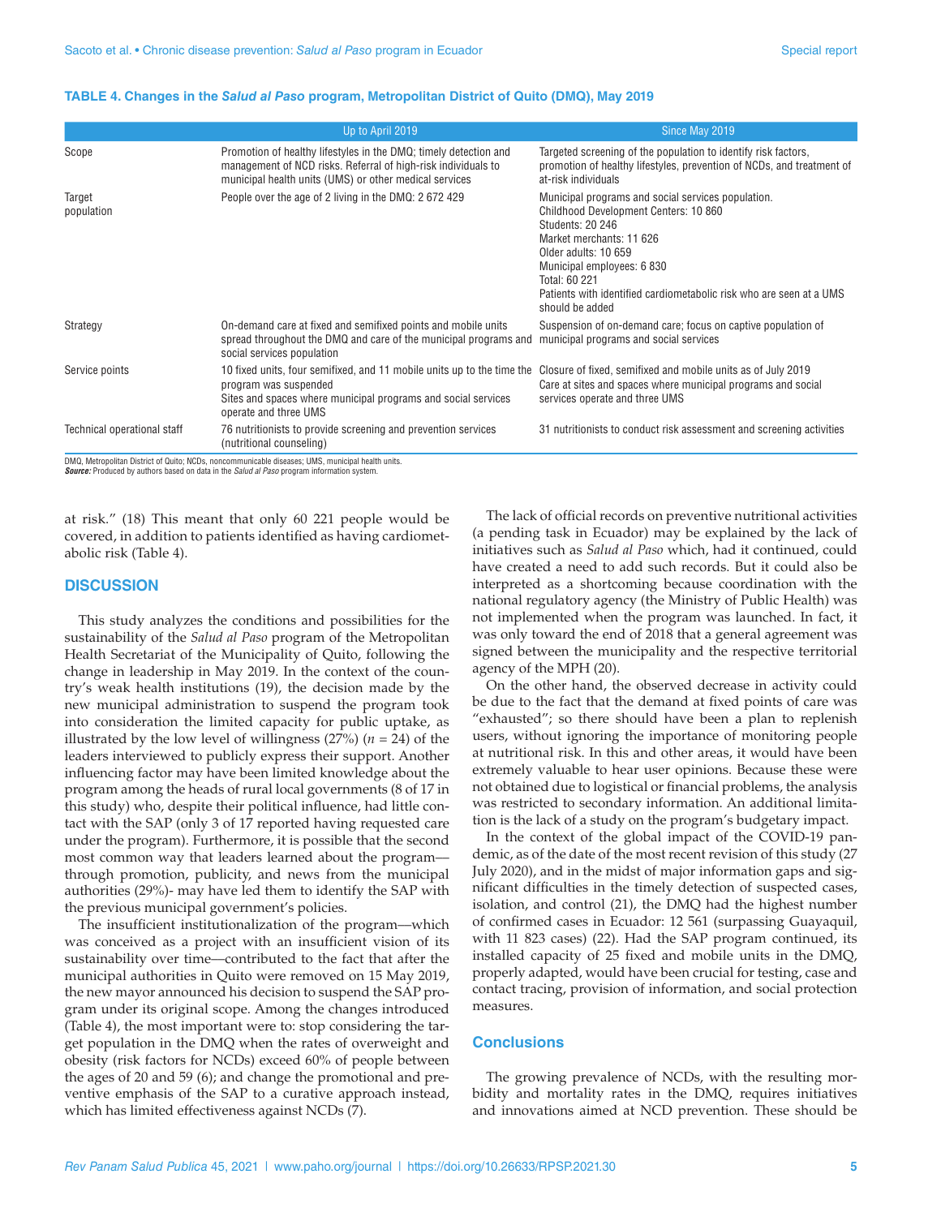**TABLE 4. Changes in the *Salud al Paso* program, Metropolitan District of Quito (DMQ), May 2019**

| | Up to April 2019 | Since May 2019 |
|---|---|---|
| Scope | Promotion of healthy lifestyles in the DMQ; timely detection and management of NCD risks. Referral of high-risk individuals to municipal health units (UMS) or other medical services | Targeted screening of the population to identify risk factors, promotion of healthy lifestyles, prevention of NCDs, and treatment of at-risk individuals |
| Target population | People over the age of 2 living in the DMQ: 2 672 429 | Municipal programs and social services population. Childhood Development Centers: 10 860 Students: 20 246 Market merchants: 11 626 Older adults: 10 659 Municipal employees: 6 830 Total: 60 221 Patients with identified cardiometabolic risk who are seen at a UMS should be added |
| Strategy | On-demand care at fixed and semifixed points and mobile units spread throughout the DMQ and care of the municipal programs and social services population | Suspension of on-demand care; focus on captive population of municipal programs and social services |
| Service points | 10 fixed units, four semifixed, and 11 mobile units up to the time the program was suspended Sites and spaces where municipal programs and social services operate and three UMS | Closure of fixed, semifixed and mobile units as of July 2019 Care at sites and spaces where municipal programs and social services operate and three UMS |
| Technical operational staff | 76 nutritionists to provide screening and prevention services (nutritional counseling) | 31 nutritionists to conduct risk assessment and screening activities |

DMQ, Metropolitan District of Quito; NCDs, noncommunicable diseases; UMS, municipal health units.
***Source:*** Produced by authors based on data in the *Salud al Paso* program information system.

at risk." (18) This meant that only 60 221 people would be covered, in addition to patients identified as having cardiometabolic risk (Table 4).

## DISCUSSION

This study analyzes the conditions and possibilities for the sustainability of the *Salud al Paso* program of the Metropolitan Health Secretariat of the Municipality of Quito, following the change in leadership in May 2019. In the context of the country's weak health institutions (19), the decision made by the new municipal administration to suspend the program took into consideration the limited capacity for public uptake, as illustrated by the low level of willingness (27%) ($n$ = 24) of the leaders interviewed to publicly express their support. Another influencing factor may have been limited knowledge about the program among the heads of rural local governments (8 of 17 in this study) who, despite their political influence, had little contact with the SAP (only 3 of 17 reported having requested care under the program). Furthermore, it is possible that the second most common way that leaders learned about the program—through promotion, publicity, and news from the municipal authorities (29%)- may have led them to identify the SAP with the previous municipal government's policies.

The insufficient institutionalization of the program—which was conceived as a project with an insufficient vision of its sustainability over time—contributed to the fact that after the municipal authorities in Quito were removed on 15 May 2019, the new mayor announced his decision to suspend the SAP program under its original scope. Among the changes introduced (Table 4), the most important were to: stop considering the target population in the DMQ when the rates of overweight and obesity (risk factors for NCDs) exceed 60% of people between the ages of 20 and 59 (6); and change the promotional and preventive emphasis of the SAP to a curative approach instead, which has limited effectiveness against NCDs (7).

The lack of official records on preventive nutritional activities (a pending task in Ecuador) may be explained by the lack of initiatives such as *Salud al Paso* which, had it continued, could have created a need to add such records. But it could also be interpreted as a shortcoming because coordination with the national regulatory agency (the Ministry of Public Health) was not implemented when the program was launched. In fact, it was only toward the end of 2018 that a general agreement was signed between the municipality and the respective territorial agency of the MPH (20).

On the other hand, the observed decrease in activity could be due to the fact that the demand at fixed points of care was "exhausted"; so there should have been a plan to replenish users, without ignoring the importance of monitoring people at nutritional risk. In this and other areas, it would have been extremely valuable to hear user opinions. Because these were not obtained due to logistical or financial problems, the analysis was restricted to secondary information. An additional limitation is the lack of a study on the program's budgetary impact.

In the context of the global impact of the COVID-19 pandemic, as of the date of the most recent revision of this study (27 July 2020), and in the midst of major information gaps and significant difficulties in the timely detection of suspected cases, isolation, and control (21), the DMQ had the highest number of confirmed cases in Ecuador: 12 561 (surpassing Guayaquil, with 11 823 cases) (22). Had the SAP program continued, its installed capacity of 25 fixed and mobile units in the DMQ, properly adapted, would have been crucial for testing, case and contact tracing, provision of information, and social protection measures.

### Conclusions

The growing prevalence of NCDs, with the resulting morbidity and mortality rates in the DMQ, requires initiatives and innovations aimed at NCD prevention. These should be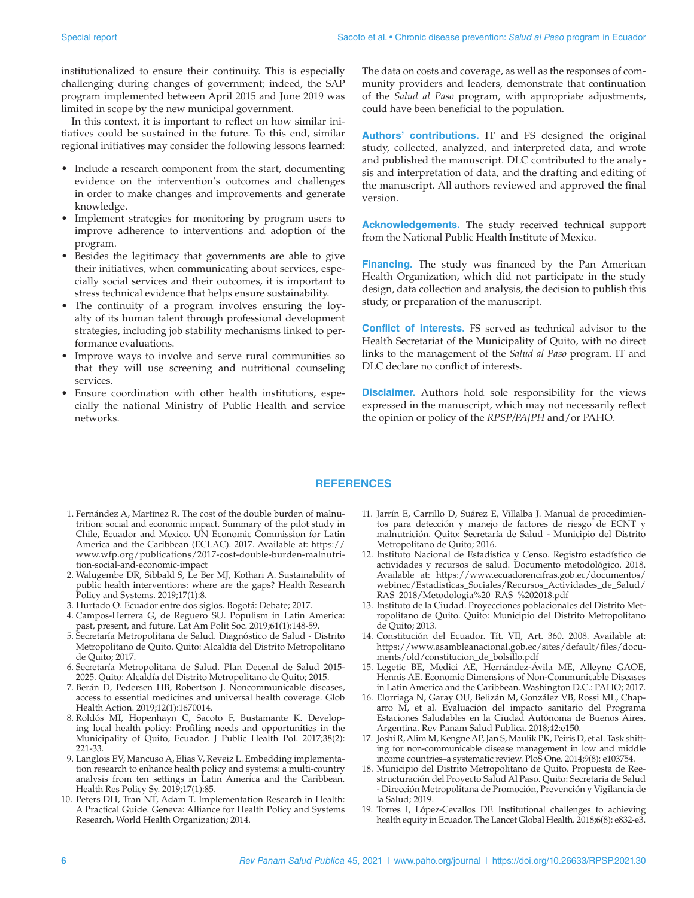institutionalized to ensure their continuity. This is especially challenging during changes of government; indeed, the SAP program implemented between April 2015 and June 2019 was limited in scope by the new municipal government.

In this context, it is important to reflect on how similar initiatives could be sustained in the future. To this end, similar regional initiatives may consider the following lessons learned:

- Include a research component from the start, documenting evidence on the intervention's outcomes and challenges in order to make changes and improvements and generate knowledge.
- Implement strategies for monitoring by program users to improve adherence to interventions and adoption of the program.
- Besides the legitimacy that governments are able to give their initiatives, when communicating about services, especially social services and their outcomes, it is important to stress technical evidence that helps ensure sustainability.
- The continuity of a program involves ensuring the loyalty of its human talent through professional development strategies, including job stability mechanisms linked to performance evaluations.
- Improve ways to involve and serve rural communities so that they will use screening and nutritional counseling services.
- Ensure coordination with other health institutions, especially the national Ministry of Public Health and service networks.

The data on costs and coverage, as well as the responses of community providers and leaders, demonstrate that continuation of the *Salud al Paso* program, with appropriate adjustments, could have been beneficial to the population.

**Authors' contributions.** IT and FS designed the original study, collected, analyzed, and interpreted data, and wrote and published the manuscript. DLC contributed to the analysis and interpretation of data, and the drafting and editing of the manuscript. All authors reviewed and approved the final version.

**Acknowledgements.** The study received technical support from the National Public Health Institute of Mexico.

**Financing.** The study was financed by the Pan American Health Organization, which did not participate in the study design, data collection and analysis, the decision to publish this study, or preparation of the manuscript.

**Conflict of interests.** FS served as technical advisor to the Health Secretariat of the Municipality of Quito, with no direct links to the management of the *Salud al Paso* program. IT and DLC declare no conflict of interests.

**Disclaimer.** Authors hold sole responsibility for the views expressed in the manuscript, which may not necessarily reflect the opinion or policy of the *RPSP/PAJPH* and/or PAHO.

## REFERENCES

1. Fernández A, Martínez R. The cost of the double burden of malnutrition: social and economic impact. Summary of the pilot study in Chile, Ecuador and Mexico. UN Economic Commission for Latin America and the Caribbean (ECLAC). 2017. Available at: https://www.wfp.org/publications/2017-cost-double-burden-malnutrition-social-and-economic-impact
2. Walugembe DR, Sibbald S, Le Ber MJ, Kothari A. Sustainability of public health interventions: where are the gaps? Health Research Policy and Systems. 2019;17(1):8.
3. Hurtado O. Ecuador entre dos siglos. Bogotá: Debate; 2017.
4. Campos-Herrera G, de Reguero SU. Populism in Latin America: past, present, and future. Lat Am Polit Soc. 2019;61(1):148-59.
5. Secretaría Metropolitana de Salud. Diagnóstico de Salud - Distrito Metropolitano de Quito. Quito: Alcaldía del Distrito Metropolitano de Quito; 2017.
6. Secretaría Metropolitana de Salud. Plan Decenal de Salud 2015-2025. Quito: Alcaldía del Distrito Metropolitano de Quito; 2015.
7. Berán D, Pedersen HB, Robertson J. Noncommunicable diseases, access to essential medicines and universal health coverage. Glob Health Action. 2019;12(1):1670014.
8. Roldós MI, Hopenhayn C, Sacoto F, Bustamante K. Developing local health policy: Profiling needs and opportunities in the Municipality of Quito, Ecuador. J Public Health Pol. 2017;38(2): 221-33.
9. Langlois EV, Mancuso A, Elias V, Reveiz L. Embedding implementation research to enhance health policy and systems: a multi-country analysis from ten settings in Latin America and the Caribbean. Health Res Policy Sy. 2019;17(1):85.
10. Peters DH, Tran NT, Adam T. Implementation Research in Health: A Practical Guide. Geneva: Alliance for Health Policy and Systems Research, World Health Organization; 2014.
11. Jarrín E, Carrillo D, Suárez E, Villalba J. Manual de procedimientos para detección y manejo de factores de riesgo de ECNT y malnutrición. Quito: Secretaría de Salud - Municipio del Distrito Metropolitano de Quito; 2016.
12. Instituto Nacional de Estadística y Censo. Registro estadístico de actividades y recursos de salud. Documento metodológico. 2018. Available at: https://www.ecuadorencifras.gob.ec/documentos/webinec/Estadisticas_Sociales/Recursos_Actividades_de_Salud/RAS_2018/Metodologia%20_RAS_%202018.pdf
13. Instituto de la Ciudad. Proyecciones poblacionales del Distrito Metropolitano de Quito. Quito: Municipio del Distrito Metropolitano de Quito; 2013.
14. Constitución del Ecuador. Tít. VII, Art. 360. 2008. Available at: https://www.asambleanacional.gob.ec/sites/default/files/documents/old/constitucion_de_bolsillo.pdf
15. Legetic BE, Medici AE, Hernández-Ávila ME, Alleyne GAOE, Hennis AE. Economic Dimensions of Non-Communicable Diseases in Latin America and the Caribbean. Washington D.C.: PAHO; 2017.
16. Elorriaga N, Garay OU, Belizán M, González VB, Rossi ML, Chaparro M, et al. Evaluación del impacto sanitario del Programa Estaciones Saludables en la Ciudad Autónoma de Buenos Aires, Argentina. Rev Panam Salud Publica. 2018;42:e150.
17. Joshi R, Alim M, Kengne AP, Jan S, Maulik PK, Peiris D, et al. Task shifting for non-communicable disease management in low and middle income countries–a systematic review. PloS One. 2014;9(8): e103754.
18. Municipio del Distrito Metropolitano de Quito. Propuesta de Reestructuración del Proyecto Salud Al Paso. Quito: Secretaría de Salud - Dirección Metropolitana de Promoción, Prevención y Vigilancia de la Salud; 2019.
19. Torres I, López-Cevallos DF. Institutional challenges to achieving health equity in Ecuador. The Lancet Global Health. 2018;6(8): e832-e3.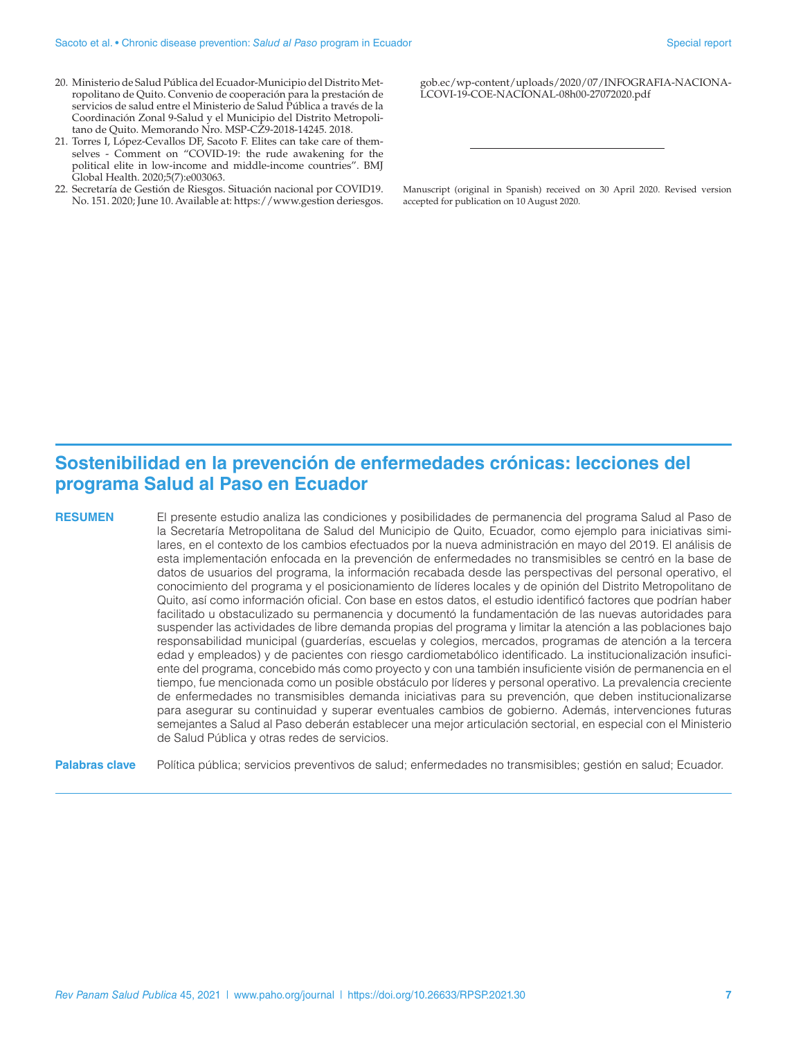20. Ministerio de Salud Pública del Ecuador-Municipio del Distrito Metropolitano de Quito. Convenio de cooperación para la prestación de servicios de salud entre el Ministerio de Salud Pública a través de la Coordinación Zonal 9-Salud y el Municipio del Distrito Metropolitano de Quito. Memorando Nro. MSP-CZ9-2018-14245. 2018.
21. Torres I, López-Cevallos DF, Sacoto F. Elites can take care of themselves - Comment on "COVID-19: the rude awakening for the political elite in low-income and middle-income countries". BMJ Global Health. 2020;5(7):e003063.
22. Secretaría de Gestión de Riesgos. Situación nacional por COVID19. No. 151. 2020; June 10. Available at: https://www.gestion deriesgos.gob.ec/wp-content/uploads/2020/07/INFOGRAFIA-NACIONALCOVI-19-COE-NACIONAL-08h00-27072020.pdf

Manuscript (original in Spanish) received on 30 April 2020. Revised version accepted for publication on 10 August 2020.

## Sostenibilidad en la prevención de enfermedades crónicas: lecciones del programa Salud al Paso en Ecuador

**RESUMEN** El presente estudio analiza las condiciones y posibilidades de permanencia del programa Salud al Paso de la Secretaría Metropolitana de Salud del Municipio de Quito, Ecuador, como ejemplo para iniciativas similares, en el contexto de los cambios efectuados por la nueva administración en mayo del 2019. El análisis de esta implementación enfocada en la prevención de enfermedades no transmisibles se centró en la base de datos de usuarios del programa, la información recabada desde las perspectivas del personal operativo, el conocimiento del programa y el posicionamiento de líderes locales y de opinión del Distrito Metropolitano de Quito, así como información oficial. Con base en estos datos, el estudio identificó factores que podrían haber facilitado u obstaculizado su permanencia y documentó la fundamentación de las nuevas autoridades para suspender las actividades de libre demanda propias del programa y limitar la atención a las poblaciones bajo responsabilidad municipal (guarderías, escuelas y colegios, mercados, programas de atención a la tercera edad y empleados) y de pacientes con riesgo cardiometabólico identificado. La institucionalización insuficiente del programa, concebido más como proyecto y con una también insuficiente visión de permanencia en el tiempo, fue mencionada como un posible obstáculo por líderes y personal operativo. La prevalencia creciente de enfermedades no transmisibles demanda iniciativas para su prevención, que deben institucionalizarse para asegurar su continuidad y superar eventuales cambios de gobierno. Además, intervenciones futuras semejantes a Salud al Paso deberán establecer una mejor articulación sectorial, en especial con el Ministerio de Salud Pública y otras redes de servicios.

**Palabras clave** Política pública; servicios preventivos de salud; enfermedades no transmisibles; gestión en salud; Ecuador.